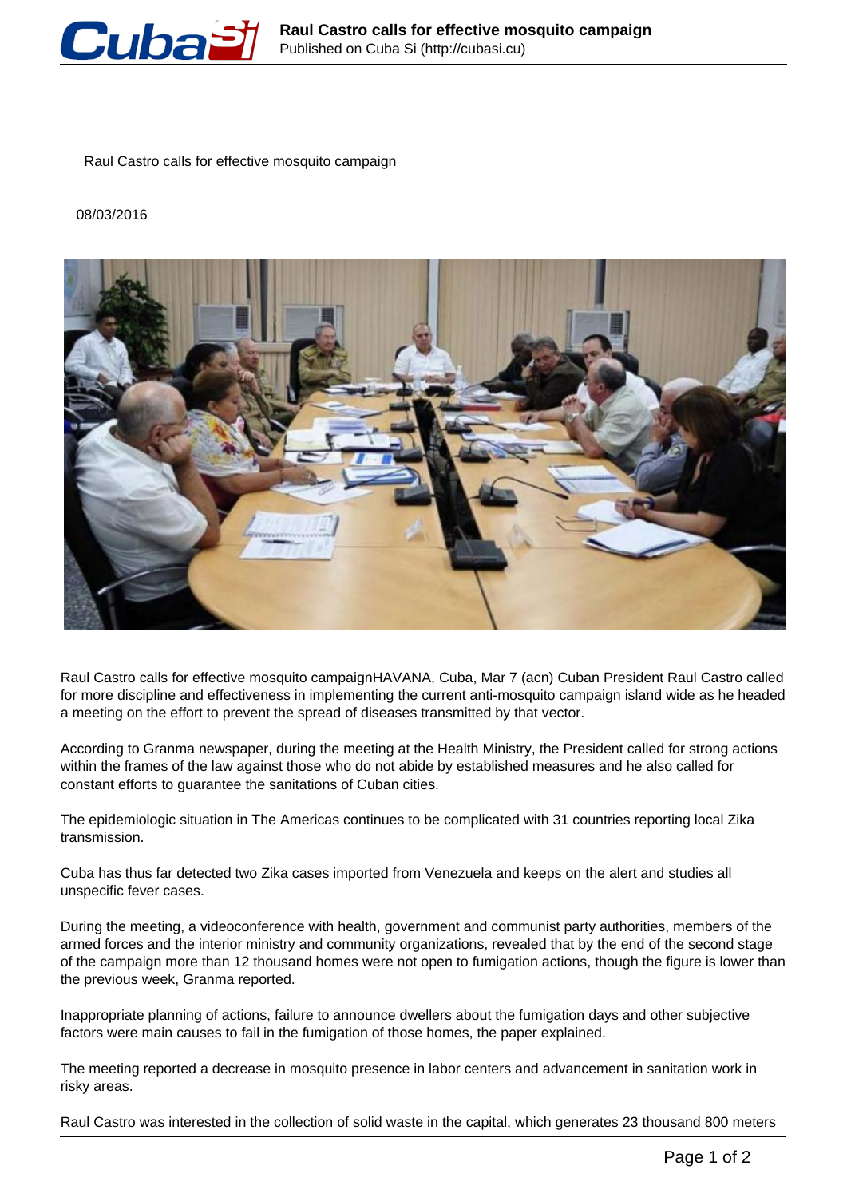Raul Castro calls for effective mosquito campaign

08/03/2016

Raul Castro calls for effective mosquito campaignHAVANA, Cuba, Mar 7 (acn) Cuban President Raul Castro called for more discipline and effectiveness in implementing the current anti-mosquito campaign island wide as he headed a meeting on the effort to prevent the spread of diseases transmitted by that vector.

According to Granma newspaper, during the meeting at the Health Ministry, the President called for strong actions within the frames of the law against those who do not abide by established measures and he also called for constant efforts to guarantee the sanitations of Cuban cities.

The epidemiologic situation in The Americas continues to be complicated with 31 countries reporting local Zika transmission.

Cuba has thus far detected two Zika cases imported from Venezuela and keeps on the alert and studies all unspecific fever cases.

During the meeting, a videoconference with health, government and communist party authorities, members of the armed forces and the interior ministry and community organizations, revealed that by the end of the second stage of the campaign more than 12 thousand homes were not open to fumigation actions, though the figure is lower than the previous week, Granma reported.

Inappropriate planning of actions, failure to announce dwellers about the fumigation days and other subjective factors were main causes to fail in the fumigation of those homes, the paper explained.

The meeting reported a decrease in mosquito presence in labor centers and advancement in sanitation work in risky areas.

Raul Castro was interested in the collection of solid waste in the capital, which generates 23 thousand 800 meters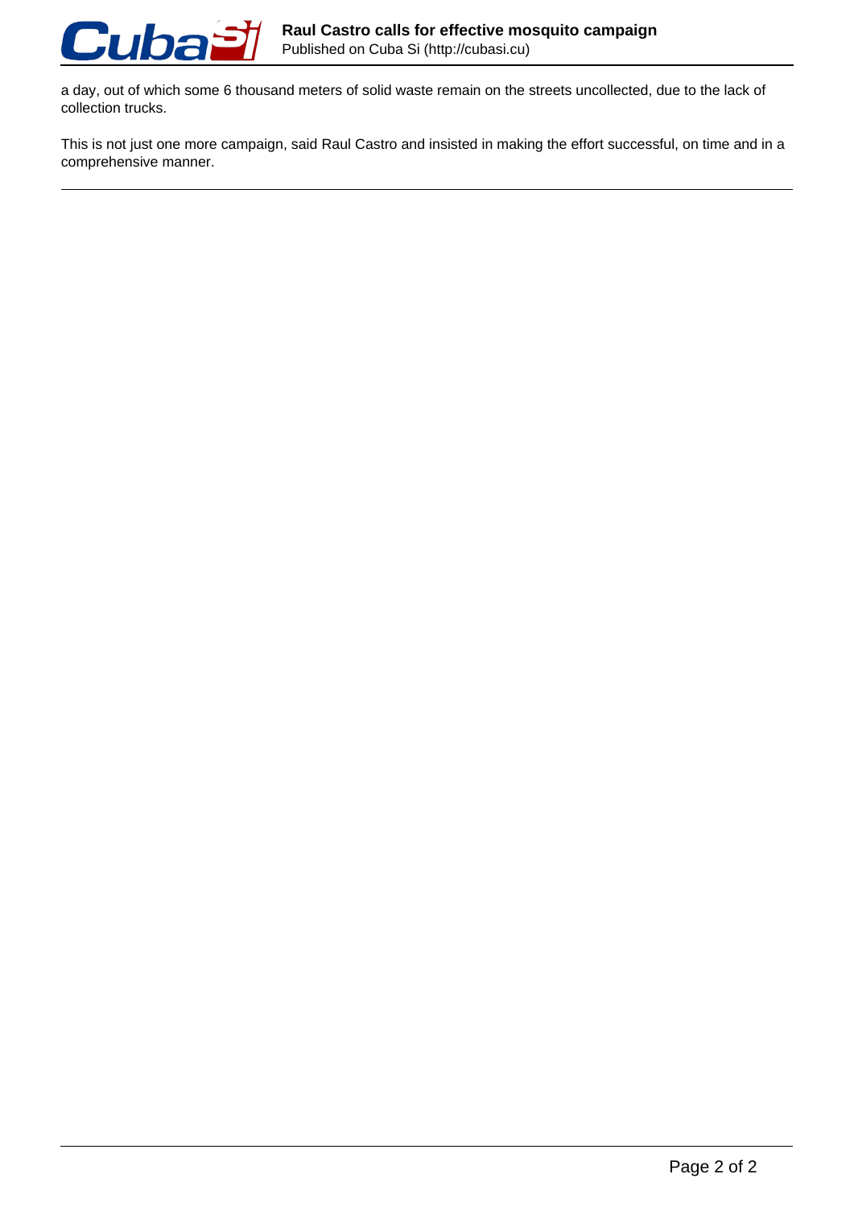a day, out of which some 6 thousand meters of solid waste remain on the streets uncollected, due to the lack of collection trucks.

This is not just one more campaign, said Raul Castro and insisted in making the effort successful, on time and in a comprehensive manner.